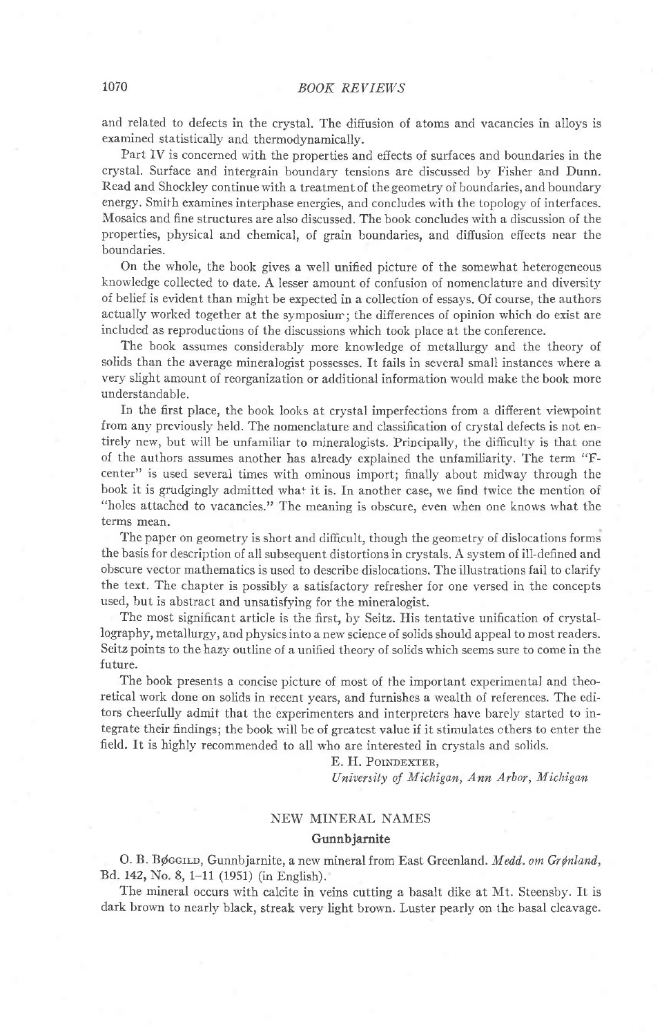and related to defects in the crystal. The diffusion of atoms and vacancies in alloys is examined statistically and thermodynamically.

Part IV is concerned with the properties and effects of surfaces and boundaries in the crystal. Surface and intergrain boundary tensions are discussed by Fisher and Dunn. Read and Shockley continue with a treatment of the geometry of boundaries, and boundary energy. Smith examines interphase energies, and concludes with the topology of interfaces. Mosaics and fine structures are also discussed. The book concludes with a discussion of the properties, physical and chemical, of grain boundaries, and diffusion effects near the boundaries.

On the whole, the book gives a well unified picture of the somewhat heterogeneous knowledge collected to date. A lesser amount of confusion of nomenclature and diversity of belief is evident than might be expected in a collection of essays. Of course, the authors actually worked together at the symposium; the differences of opinion which do exist are included as reproductions of the discussions which took place at the conference.

The book assumes considerably more knowledge of metallurgy and the theory of solids than the average mineralogist possesses. It fails in several small instances where a very slight amount of reorganization or additional information would make the book more understandable.

In the first place, the book looks at crystal imperfections from a different viewpoint from any previously held. The nomenclature and classification of crystal defects is not entirely new, but will be unfamiliar to mineralogists. Principally, the difficulty is that one of the authors assumes another has already explained the unfamiliarity. The term "F-center" is used several times with ominous import; finally about midway through the book it is grudgingly admitted what it is. In another case, we find twice the mention of "holes attached to vacancies." The meaning is obscure, even when one knows what the terms mean.

The paper on geometry is short and difficult, though the geometry of dislocations forms the basis for description of all subsequent distortions in crystals. A system of ill-defined and obscure vector mathematics is used to describe dislocations. The illustrations fail to clarify the text. The chapter is possibly a satisfactory refresher for one versed in the concepts used, but is abstract and unsatisfying for the mineralogist.

The most significant article is the first, by Seitz. His tentative unification of crystallography, metallurgy, and physics into a new science of solids should appeal to most readers. Seitz points to the hazy outline of a unified theory of solids which seems sure to come in the future.

The book presents a concise picture of most of the important experimental and theoretical work done on solids in recent years, and furnishes a wealth of references. The editors cheerfully admit that the experimenters and interpreters have barely started to integrate their findings; the book will be of greatest value if it stimulates others to enter the field. It is highly recommended to all who are interested in crystals and solids.

E. H. Poindexter,
*University of Michigan, Ann Arbor, Michigan*

## NEW MINERAL NAMES

### Gunnbjarnite

O. B. Bøggild, Gunnbjarnite, a new mineral from East Greenland. *Medd. om Grønland*, Bd. 142, No. 8, 1–11 (1951) (in English).

The mineral occurs with calcite in veins cutting a basalt dike at Mt. Steensby. It is dark brown to nearly black, streak very light brown. Luster pearly on the basal cleavage.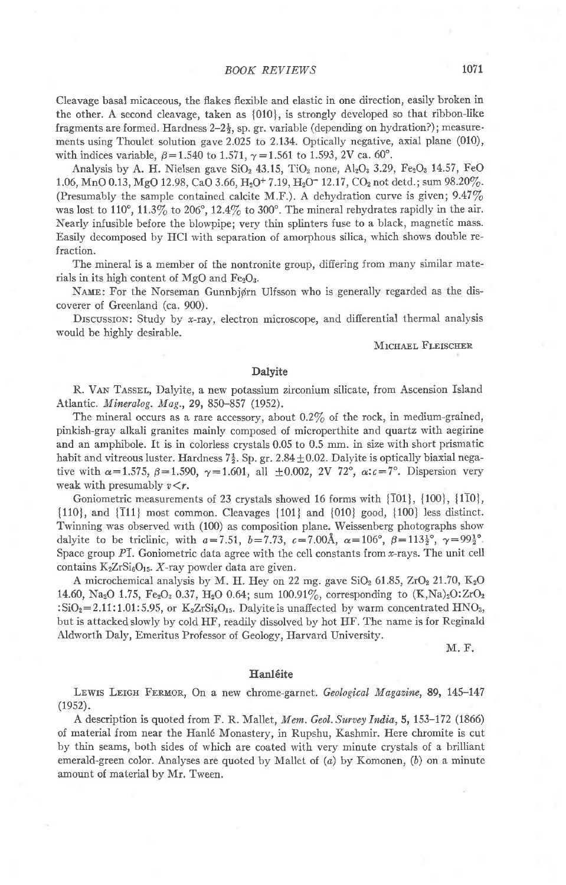Cleavage basal micaceous, the flakes flexible and elastic in one direction, easily broken in the other. A second cleavage, taken as {010}, is strongly developed so that ribbon-like fragments are formed. Hardness 2–2½, sp. gr. variable (depending on hydration?); measurements using Thoulet solution gave 2.025 to 2.134. Optically negative, axial plane (010), with indices variable, $\beta=1.540$ to 1.571, $\gamma=1.561$ to 1.593, 2V ca. 60°.

Analysis by A. H. Nielsen gave $SiO_2$ 43.15, $TiO_2$ none, $Al_2O_3$ 3.29, $Fe_2O_3$ 14.57, FeO 1.06, MnO 0.13, MgO 12.98, CaO 3.66, $H_2O^+$ 7.19, $H_2O^-$ 12.17, $CO_2$ not detd.; sum 98.20%. (Presumably the sample contained calcite M.F.). A dehydration curve is given; 9.47% was lost to 110°, 11.3% to 206°, 12.4% to 300°. The mineral rehydrates rapidly in the air. Nearly infusible before the blowpipe; very thin splinters fuse to a black, magnetic mass. Easily decomposed by HCl with separation of amorphous silica, which shows double refraction.

The mineral is a member of the nontronite group, differing from many similar materials in its high content of MgO and $Fe_2O_3$.

Name: For the Norseman Gunnbjørn Ulfsson who is generally regarded as the discoverer of Greenland (ca. 900).

Discussion: Study by x-ray, electron microscope, and differential thermal analysis would be highly desirable.

Michael Fleischer

## Dalyite

R. Van Tassel, Dalyite, a new potassium zirconium silicate, from Ascension Island Atlantic. *Mineralog. Mag.*, **29**, 850–857 (1952).

The mineral occurs as a rare accessory, about 0.2% of the rock, in medium-grained, pinkish-gray alkali granites mainly composed of microperthite and quartz with aegirine and an amphibole. It is in colorless crystals 0.05 to 0.5 mm. in size with short prismatic habit and vitreous luster. Hardness 7½. Sp. gr. 2.84±0.02. Dalyite is optically biaxial negative with $\alpha=1.575$, $\beta=1.590$, $\gamma=1.601$, all ±0.002, 2V 72°, $\alpha:c=7°$. Dispersion very weak with presumably $v<r$.

Goniometric measurements of 23 crystals showed 16 forms with {$\bar{1}$01}, {100}, {1$\bar{1}$0}, {110}, and {$\bar{1}$11} most common. Cleavages {101} and {010} good, {100} less distinct. Twinning was observed with (100) as composition plane. Weissenberg photographs show dalyite to be triclinic, with $a=7.51$, $b=7.73$, $c=7.00$Å, $\alpha=106°$, $\beta=113\frac{1}{2}°$, $\gamma=99\frac{1}{2}°$. Space group $P\bar{1}$. Goniometric data agree with the cell constants from x-rays. The unit cell contains $K_2ZrSi_6O_{15}$. X-ray powder data are given.

A microchemical analysis by M. H. Hey on 22 mg. gave $SiO_2$ 61.85, $ZrO_2$ 21.70, $K_2O$ 14.60, $Na_2O$ 1.75, $Fe_2O_3$ 0.37, $H_2O$ 0.64; sum 100.91%, corresponding to $(K,Na)_2O:ZrO_2:SiO_2=2.11:1.01:5.95$, or $K_2ZrSi_6O_{15}$. Dalyite is unaffected by warm concentrated $HNO_3$, but is attacked slowly by cold HF, readily dissolved by hot HF. The name is for Reginald Aldworth Daly, Emeritus Professor of Geology, Harvard University.

M. F.

## Hanléite

Lewis Leigh Fermor, On a new chrome-garnet. *Geological Magazine*, **89**, 145–147 (1952).

A description is quoted from F. R. Mallet, *Mem. Geol. Survey India*, **5**, 153–172 (1866) of material from near the Hanlé Monastery, in Rupshu, Kashmir. Here chromite is cut by thin seams, both sides of which are coated with very minute crystals of a brilliant emerald-green color. Analyses are quoted by Mallet of (*a*) by Komonen, (*b*) on a minute amount of material by Mr. Tween.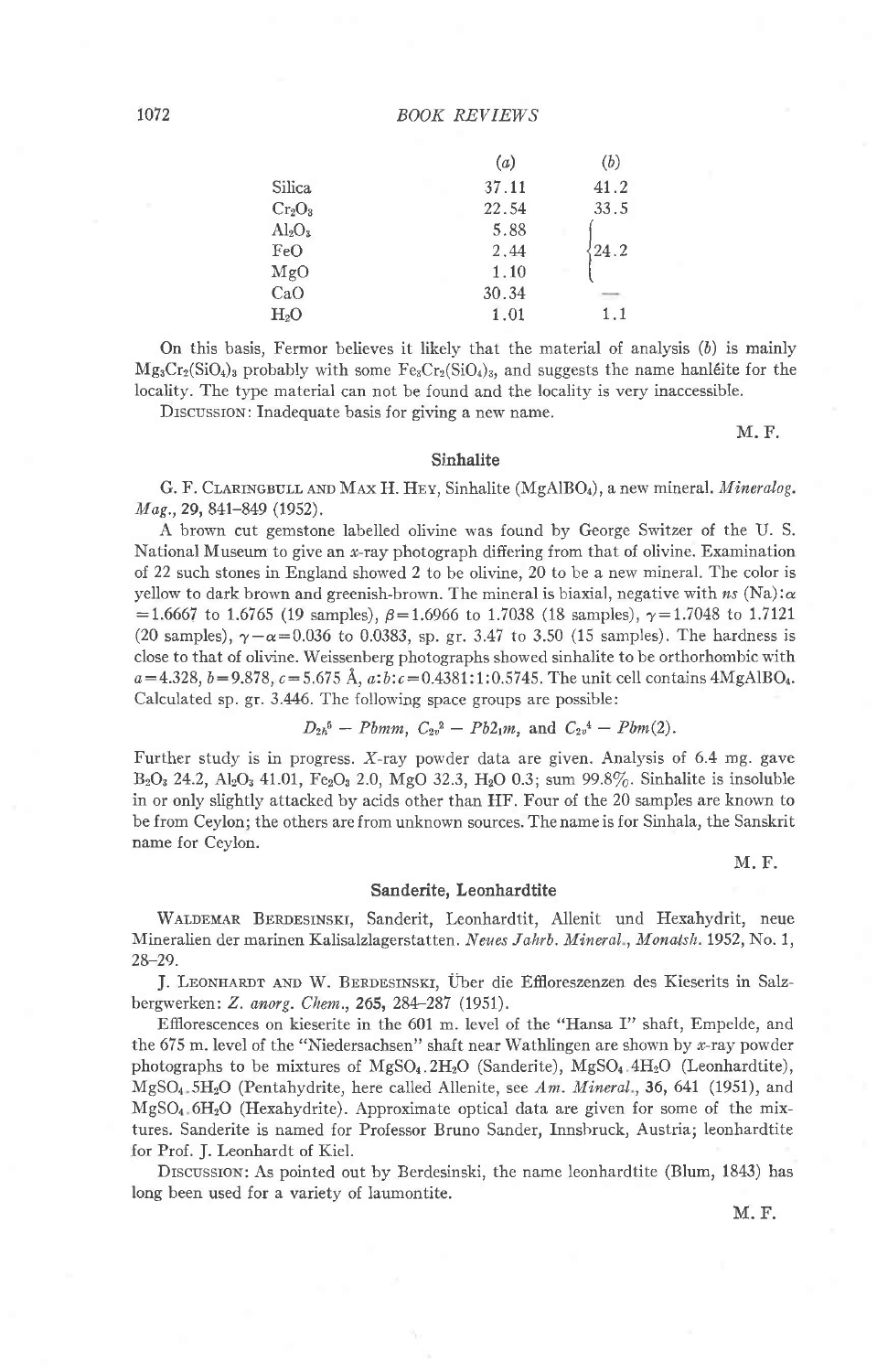| | (a) | (b) |
|---|---|---|
| Silica | 37.11 | 41.2 |
| $Cr_2O_3$ | 22.54 | 33.5 |
| $Al_2O_3$ | 5.88 | |
| FeO | 2.44 | 24.2 |
| MgO | 1.10 | |
| CaO | 30.34 | — |
| $H_2O$ | 1.01 | 1.1 |

On this basis, Fermor believes it likely that the material of analysis (b) is mainly $Mg_3Cr_2(SiO_4)_3$ probably with some $Fe_3Cr_2(SiO_4)_3$, and suggests the name hanléite for the locality. The type material can not be found and the locality is very inaccessible.

DISCUSSION: Inadequate basis for giving a new name.

M. F.

## Sinhalite

G. F. CLARINGBULL AND MAX H. HEY, Sinhalite ($MgAlBO_4$), a new mineral. *Mineralog. Mag.*, **29**, 841–849 (1952).

A brown cut gemstone labelled olivine was found by George Switzer of the U. S. National Museum to give an *x*-ray photograph differing from that of olivine. Examination of 22 such stones in England showed 2 to be olivine, 20 to be a new mineral. The color is yellow to dark brown and greenish-brown. The mineral is biaxial, negative with *ns* (Na): $\alpha = 1.6667$ to $1.6765$ (19 samples), $\beta = 1.6966$ to $1.7038$ (18 samples), $\gamma = 1.7048$ to $1.7121$ (20 samples), $\gamma - \alpha = 0.036$ to $0.0383$, sp. gr. 3.47 to 3.50 (15 samples). The hardness is close to that of olivine. Weissenberg photographs showed sinhalite to be orthorhombic with $a = 4.328$, $b = 9.878$, $c = 5.675$ Å, $a:b:c = 0.4381:1:0.5745$. The unit cell contains $4MgAlBO_4$. Calculated sp. gr. 3.446. The following space groups are possible:

$$D_{2h}^5 - Pbmm,\ C_{2v}^2 - Pb2_1m, \text{ and } C_{2v}^4 - Pbm(2).$$

Further study is in progress. *X*-ray powder data are given. Analysis of 6.4 mg. gave $B_2O_3$ 24.2, $Al_2O_3$ 41.01, $Fe_2O_3$ 2.0, MgO 32.3, $H_2O$ 0.3; sum 99.8%. Sinhalite is insoluble in or only slightly attacked by acids other than HF. Four of the 20 samples are known to be from Ceylon; the others are from unknown sources. The name is for Sinhala, the Sanskrit name for Ceylon.

M. F.

## Sanderite, Leonhardtite

WALDEMAR BERDESINSKI, Sanderit, Leonhardtit, Allenit und Hexahydrit, neue Mineralien der marinen Kalisalzlagerstatten. *Neues Jahrb. Mineral., Monatsh.* 1952, No. 1, 28–29.

J. LEONHARDT AND W. BERDESINSKI, Über die Effloreszenzen des Kieserits in Salzbergwerken: *Z. anorg. Chem.*, **265**, 284–287 (1951).

Efflorescences on kieserite in the 601 m. level of the "Hansa I" shaft, Empelde, and the 675 m. level of the "Niedersachsen" shaft near Wathlingen are shown by *x*-ray powder photographs to be mixtures of $MgSO_4 \cdot 2H_2O$ (Sanderite), $MgSO_4 \cdot 4H_2O$ (Leonhardtite), $MgSO_4 \cdot 5H_2O$ (Pentahydrite, here called Allenite, see *Am. Mineral.*, **36**, 641 (1951), and $MgSO_4 \cdot 6H_2O$ (Hexahydrite). Approximate optical data are given for some of the mixtures. Sanderite is named for Professor Bruno Sander, Innsbruck, Austria; leonhardtite for Prof. J. Leonhardt of Kiel.

DISCUSSION: As pointed out by Berdesinski, the name leonhardtite (Blum, 1843) has long been used for a variety of laumontite.

M. F.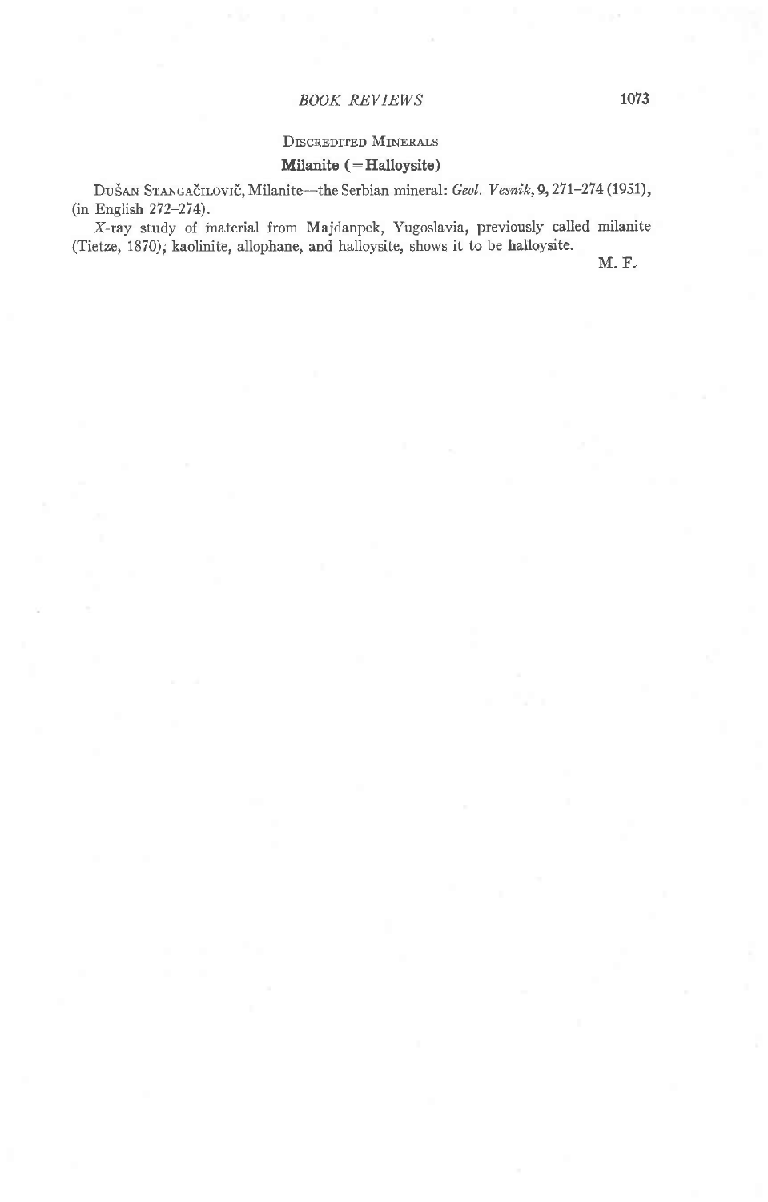### Discredited Minerals

**Milanite (=Halloysite)**

Dušan Stangačilović, Milanite—the Serbian mineral: *Geol. Vesnik*, 9, 271–274 (1951), (in English 272–274).

*X*-ray study of material from Majdanpek, Yugoslavia, previously called milanite (Tietze, 1870), kaolinite, allophane, and halloysite, shows it to be halloysite.

M. F.